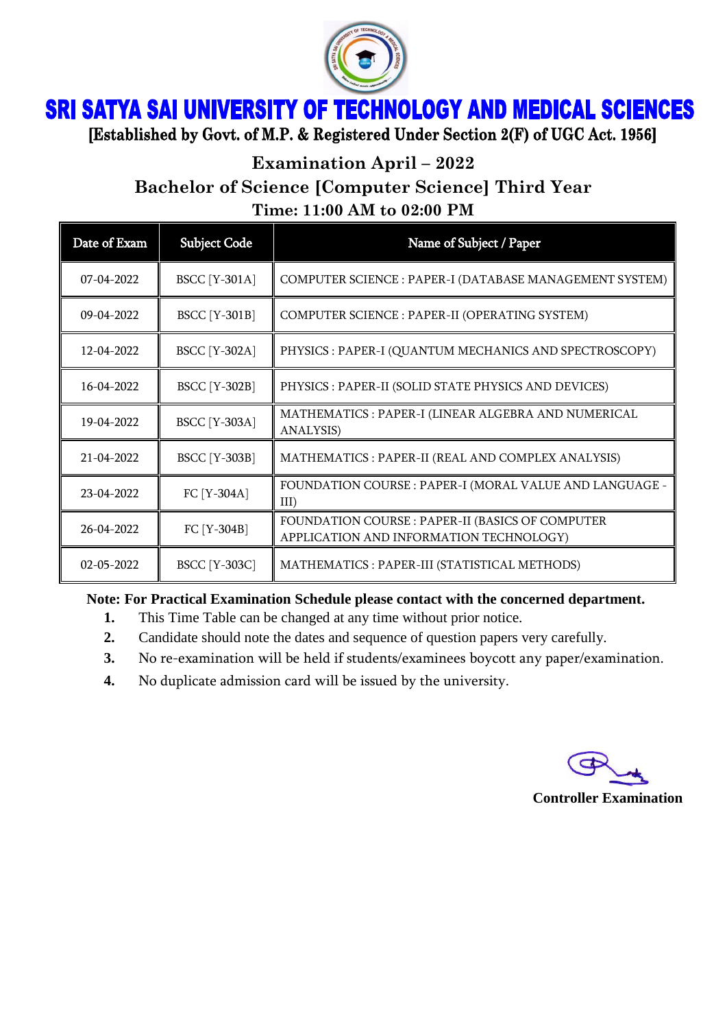# SRI SATYA SAI UNIVERSITY OF TECHNOLOGY AND MEDICAL SCIENCES

**[Established by Govt. of M.P. & Registered Under Section 2(F) of UGC Act. 1956]**

## Examination April – 2022

## Bachelor of Science [Computer Science] Third Year

## Time: 11:00 AM to 02:00 PM

| Date of Exam | Subject Code | Name of Subject / Paper |
|---|---|---|
| 07-04-2022 | BSCC [Y-301A] | COMPUTER SCIENCE : PAPER-I (DATABASE MANAGEMENT SYSTEM) |
| 09-04-2022 | BSCC [Y-301B] | COMPUTER SCIENCE : PAPER-II (OPERATING SYSTEM) |
| 12-04-2022 | BSCC [Y-302A] | PHYSICS : PAPER-I (QUANTUM MECHANICS AND SPECTROSCOPY) |
| 16-04-2022 | BSCC [Y-302B] | PHYSICS : PAPER-II (SOLID STATE PHYSICS AND DEVICES) |
| 19-04-2022 | BSCC [Y-303A] | MATHEMATICS : PAPER-I (LINEAR ALGEBRA AND NUMERICAL ANALYSIS) |
| 21-04-2022 | BSCC [Y-303B] | MATHEMATICS : PAPER-II (REAL AND COMPLEX ANALYSIS) |
| 23-04-2022 | FC [Y-304A] | FOUNDATION COURSE : PAPER-I (MORAL VALUE AND LANGUAGE - III) |
| 26-04-2022 | FC [Y-304B] | FOUNDATION COURSE : PAPER-II (BASICS OF COMPUTER APPLICATION AND INFORMATION TECHNOLOGY) |
| 02-05-2022 | BSCC [Y-303C] | MATHEMATICS : PAPER-III (STATISTICAL METHODS) |

**Note: For Practical Examination Schedule please contact with the concerned department.**

1. This Time Table can be changed at any time without prior notice.
2. Candidate should note the dates and sequence of question papers very carefully.
3. No re-examination will be held if students/examinees boycott any paper/examination.
4. No duplicate admission card will be issued by the university.

**Controller Examination**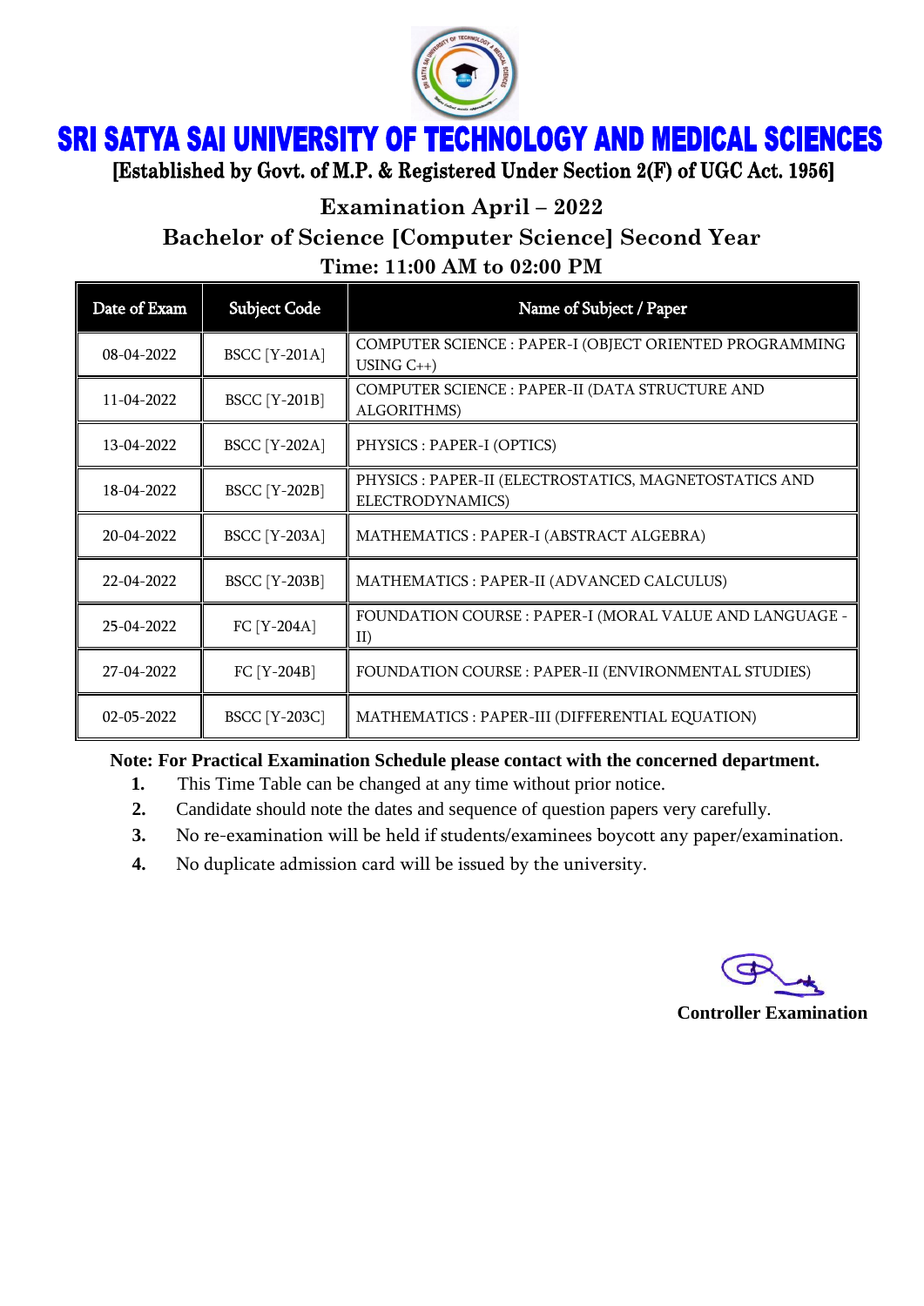# SRI SATYA SAI UNIVERSITY OF TECHNOLOGY AND MEDICAL SCIENCES

**[Established by Govt. of M.P. & Registered Under Section 2(F) of UGC Act. 1956]**

## Examination April – 2022

## Bachelor of Science [Computer Science] Second Year

### Time: 11:00 AM to 02:00 PM

| Date of Exam | Subject Code | Name of Subject / Paper |
|---|---|---|
| 08-04-2022 | BSCC [Y-201A] | COMPUTER SCIENCE : PAPER-I (OBJECT ORIENTED PROGRAMMING USING C++) |
| 11-04-2022 | BSCC [Y-201B] | COMPUTER SCIENCE : PAPER-II (DATA STRUCTURE AND ALGORITHMS) |
| 13-04-2022 | BSCC [Y-202A] | PHYSICS : PAPER-I (OPTICS) |
| 18-04-2022 | BSCC [Y-202B] | PHYSICS : PAPER-II (ELECTROSTATICS, MAGNETOSTATICS AND ELECTRODYNAMICS) |
| 20-04-2022 | BSCC [Y-203A] | MATHEMATICS : PAPER-I (ABSTRACT ALGEBRA) |
| 22-04-2022 | BSCC [Y-203B] | MATHEMATICS : PAPER-II (ADVANCED CALCULUS) |
| 25-04-2022 | FC [Y-204A] | FOUNDATION COURSE : PAPER-I (MORAL VALUE AND LANGUAGE - II) |
| 27-04-2022 | FC [Y-204B] | FOUNDATION COURSE : PAPER-II (ENVIRONMENTAL STUDIES) |
| 02-05-2022 | BSCC [Y-203C] | MATHEMATICS : PAPER-III (DIFFERENTIAL EQUATION) |

**Note: For Practical Examination Schedule please contact with the concerned department.**

1. This Time Table can be changed at any time without prior notice.
2. Candidate should note the dates and sequence of question papers very carefully.
3. No re-examination will be held if students/examinees boycott any paper/examination.
4. No duplicate admission card will be issued by the university.

**Controller Examination**